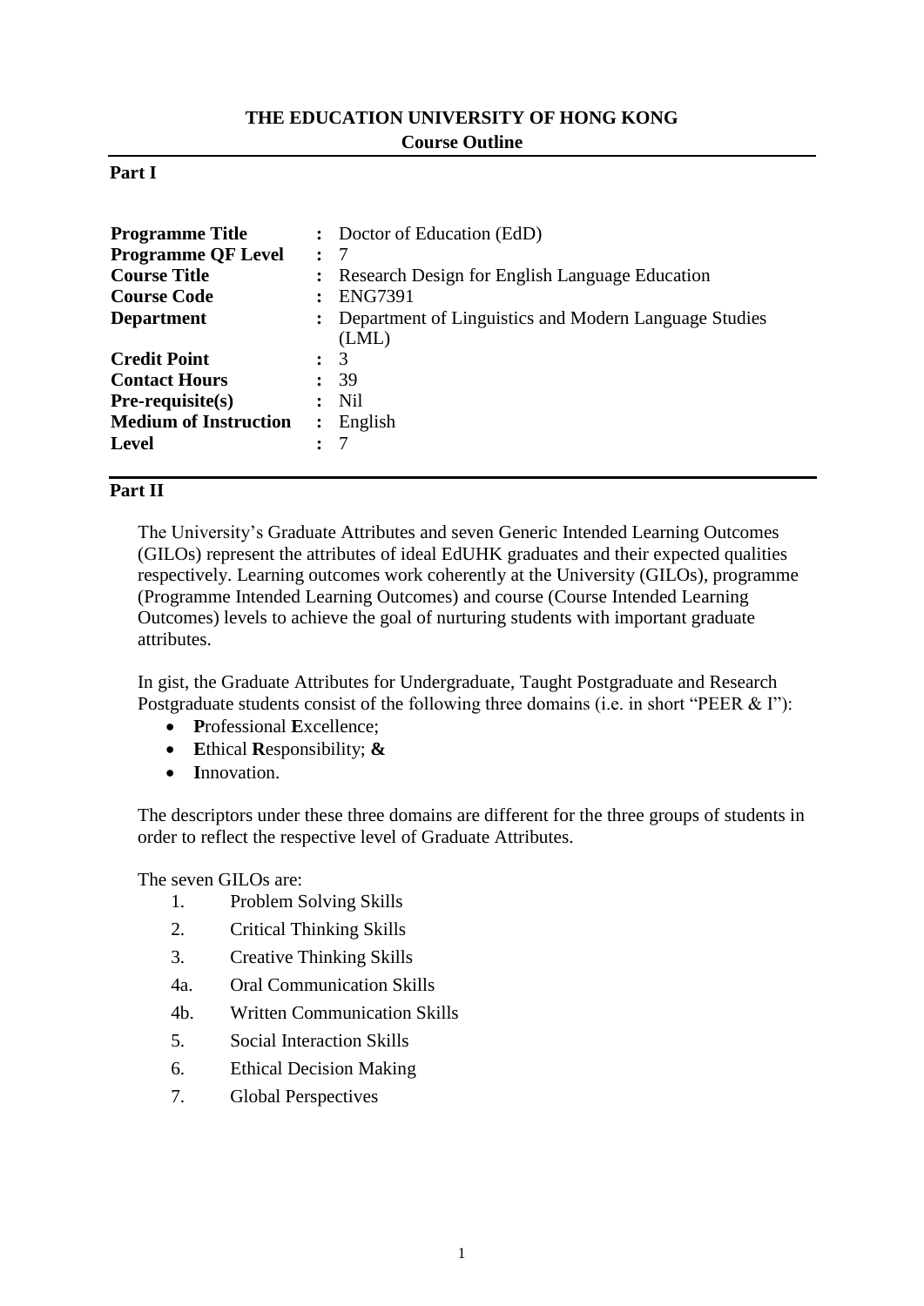# THE EDUCATION UNIVERSITY OF HONG KONG

## Course Outline

### Part I

| | | |
|---|---|---|
| **Programme Title** | : | Doctor of Education (EdD) |
| **Programme QF Level** | : | 7 |
| **Course Title** | : | Research Design for English Language Education |
| **Course Code** | : | ENG7391 |
| **Department** | : | Department of Linguistics and Modern Language Studies (LML) |
| **Credit Point** | : | 3 |
| **Contact Hours** | : | 39 |
| **Pre-requisite(s)** | : | Nil |
| **Medium of Instruction** | : | English |
| **Level** | : | 7 |

### Part II

The University's Graduate Attributes and seven Generic Intended Learning Outcomes (GILOs) represent the attributes of ideal EdUHK graduates and their expected qualities respectively. Learning outcomes work coherently at the University (GILOs), programme (Programme Intended Learning Outcomes) and course (Course Intended Learning Outcomes) levels to achieve the goal of nurturing students with important graduate attributes.

In gist, the Graduate Attributes for Undergraduate, Taught Postgraduate and Research Postgraduate students consist of the following three domains (i.e. in short "PEER & I"):

- **P**rofessional **E**xcellence;
- **E**thical **R**esponsibility; **&**
- **I**nnovation.

The descriptors under these three domains are different for the three groups of students in order to reflect the respective level of Graduate Attributes.

The seven GILOs are:

1. Problem Solving Skills
2. Critical Thinking Skills
3. Creative Thinking Skills

4a. Oral Communication Skills

4b. Written Communication Skills

5. Social Interaction Skills
6. Ethical Decision Making
7. Global Perspectives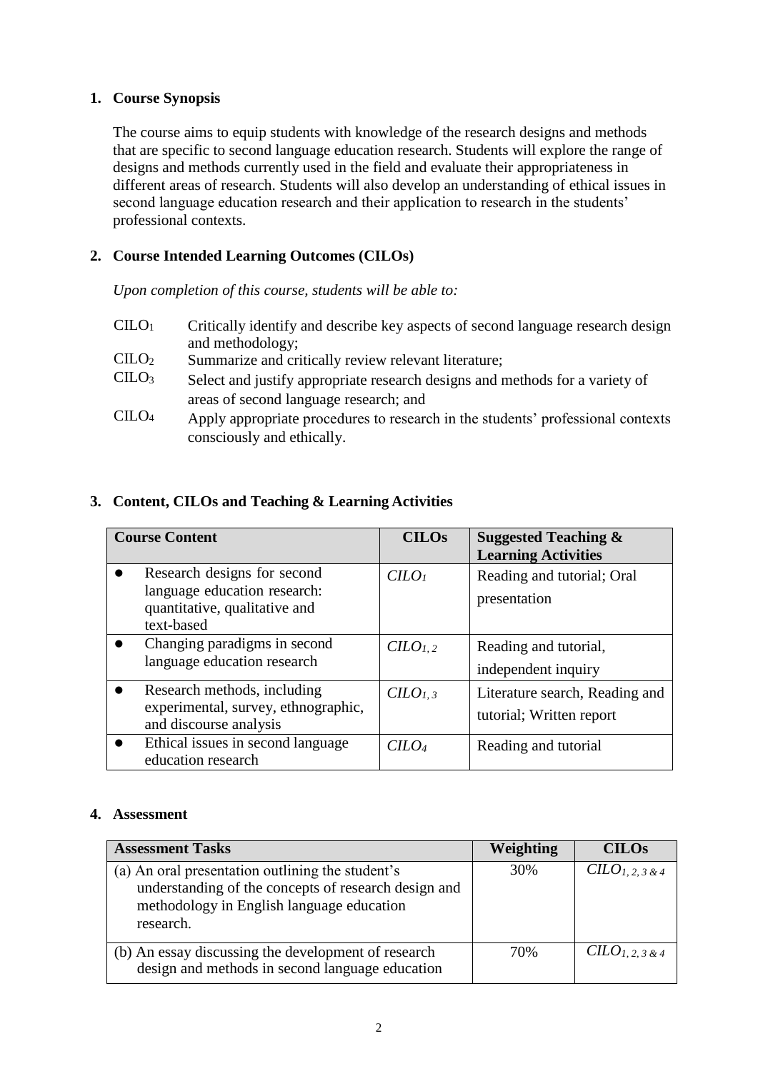## 1. Course Synopsis

The course aims to equip students with knowledge of the research designs and methods that are specific to second language education research. Students will explore the range of designs and methods currently used in the field and evaluate their appropriateness in different areas of research. Students will also develop an understanding of ethical issues in second language education research and their application to research in the students' professional contexts.

## 2. Course Intended Learning Outcomes (CILOs)

*Upon completion of this course, students will be able to:*

- $CILO_1$ Critically identify and describe key aspects of second language research design and methodology;
- $CILO_2$ Summarize and critically review relevant literature;
- $CILO_3$ Select and justify appropriate research designs and methods for a variety of areas of second language research; and
- $CILO_4$ Apply appropriate procedures to research in the students' professional contexts consciously and ethically.

## 3. Content, CILOs and Teaching & Learning Activities

| Course Content | CILOs | Suggested Teaching & Learning Activities |
|---|---|---|
| • Research designs for second language education research: quantitative, qualitative and text-based | *$CILO_1$* | Reading and tutorial; Oral presentation |
| • Changing paradigms in second language education research | *$CILO_{1,2}$* | Reading and tutorial, independent inquiry |
| • Research methods, including experimental, survey, ethnographic, and discourse analysis | *$CILO_{1,3}$* | Literature search, Reading and tutorial; Written report |
| • Ethical issues in second language education research | *$CILO_4$* | Reading and tutorial |

## 4. Assessment

| Assessment Tasks | Weighting | CILOs |
|---|---|---|
| (a) An oral presentation outlining the student's understanding of the concepts of research design and methodology in English language education research. | 30% | *$CILO_{1,2,3\&4}$* |
| (b) An essay discussing the development of research design and methods in second language education | 70% | *$CILO_{1,2,3\&4}$* |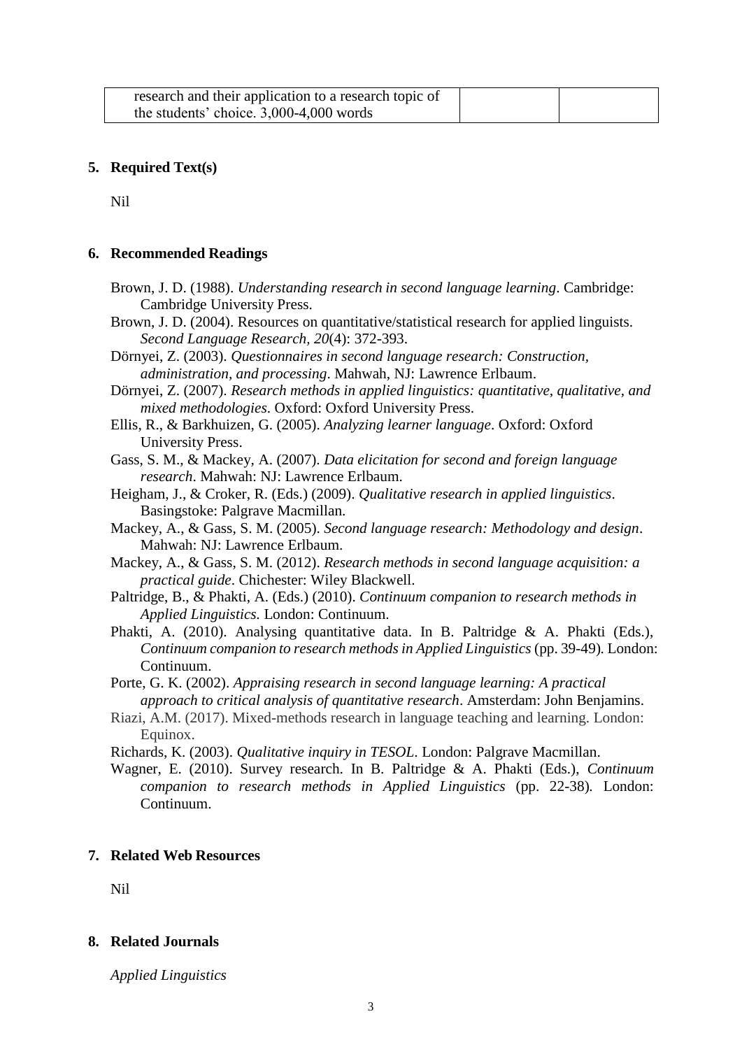| research and their application to a research topic of the students' choice. 3,000-4,000 words | | |
|---|---|---|

## 5. Required Text(s)

Nil

## 6. Recommended Readings

Brown, J. D. (1988). *Understanding research in second language learning*. Cambridge: Cambridge University Press.

Brown, J. D. (2004). Resources on quantitative/statistical research for applied linguists. *Second Language Research, 20*(4): 372-393.

Dörnyei, Z. (2003). *Questionnaires in second language research: Construction, administration, and processing*. Mahwah, NJ: Lawrence Erlbaum.

Dörnyei, Z. (2007). *Research methods in applied linguistics: quantitative, qualitative, and mixed methodologies*. Oxford: Oxford University Press.

Ellis, R., & Barkhuizen, G. (2005). *Analyzing learner language*. Oxford: Oxford University Press.

Gass, S. M., & Mackey, A. (2007). *Data elicitation for second and foreign language research*. Mahwah: NJ: Lawrence Erlbaum.

Heigham, J., & Croker, R. (Eds.) (2009). *Qualitative research in applied linguistics*. Basingstoke: Palgrave Macmillan.

Mackey, A., & Gass, S. M. (2005). *Second language research: Methodology and design*. Mahwah: NJ: Lawrence Erlbaum.

Mackey, A., & Gass, S. M. (2012). *Research methods in second language acquisition: a practical guide*. Chichester: Wiley Blackwell.

Paltridge, B., & Phakti, A. (Eds.) (2010). *Continuum companion to research methods in Applied Linguistics*. London: Continuum.

Phakti, A. (2010). Analysing quantitative data. In B. Paltridge & A. Phakti (Eds.), *Continuum companion to research methods in Applied Linguistics* (pp. 39-49). London: Continuum.

Porte, G. K. (2002). *Appraising research in second language learning: A practical approach to critical analysis of quantitative research*. Amsterdam: John Benjamins.

Riazi, A.M. (2017). Mixed-methods research in language teaching and learning. London: Equinox.

Richards, K. (2003). *Qualitative inquiry in TESOL*. London: Palgrave Macmillan.

Wagner, E. (2010). Survey research. In B. Paltridge & A. Phakti (Eds.), *Continuum companion to research methods in Applied Linguistics* (pp. 22-38). London: Continuum.

## 7. Related Web Resources

Nil

## 8. Related Journals

*Applied Linguistics*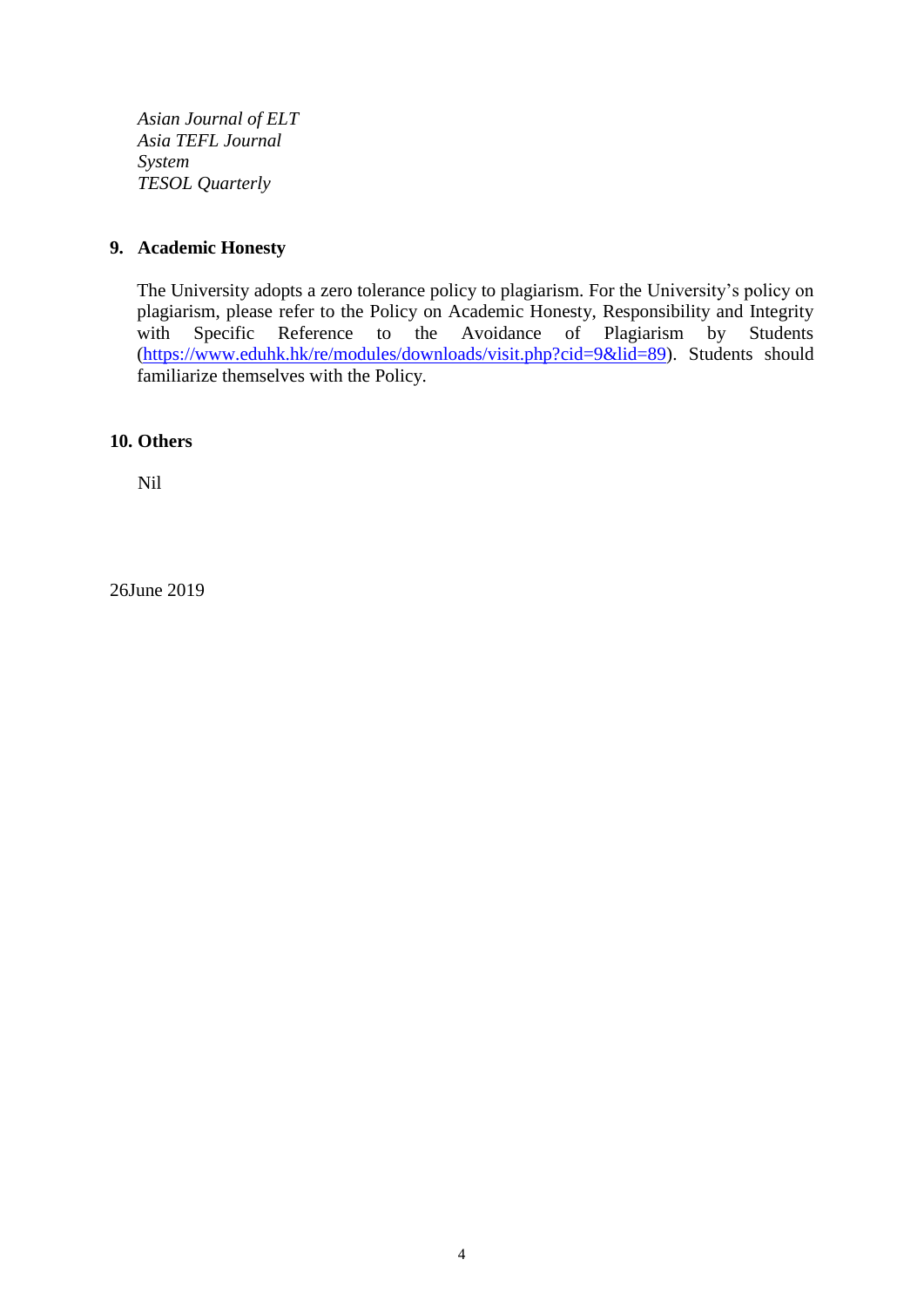*Asian Journal of ELT*
*Asia TEFL Journal*
*System*
*TESOL Quarterly*

## 9. Academic Honesty

The University adopts a zero tolerance policy to plagiarism. For the University's policy on plagiarism, please refer to the Policy on Academic Honesty, Responsibility and Integrity with Specific Reference to the Avoidance of Plagiarism by Students (https://www.eduhk.hk/re/modules/downloads/visit.php?cid=9&lid=89). Students should familiarize themselves with the Policy.

## 10. Others

Nil

26June 2019